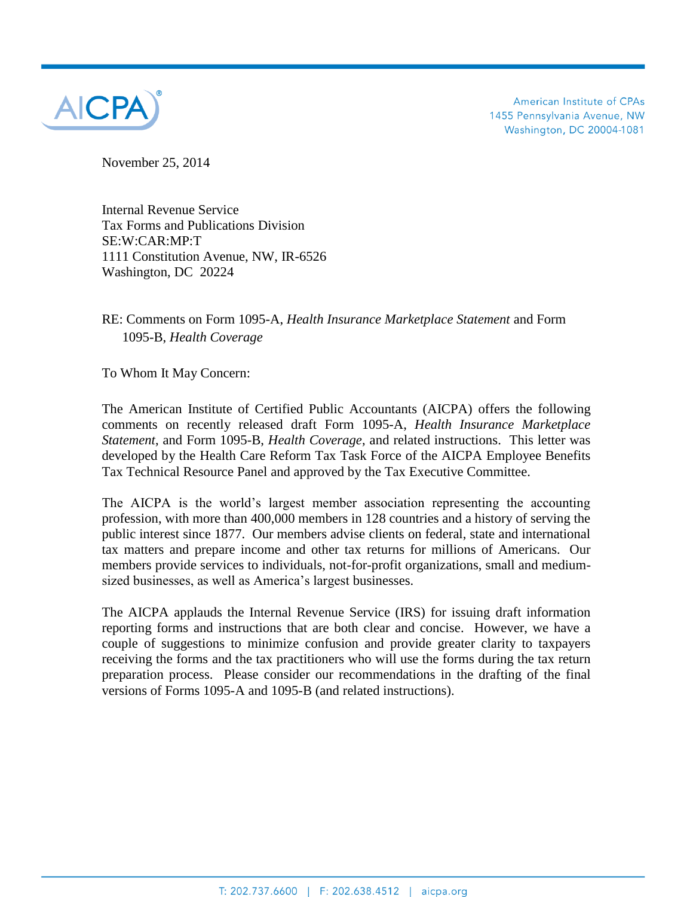American Institute of CPAs
1455 Pennsylvania Avenue, NW
Washington, DC 20004-1081

November 25, 2014

Internal Revenue Service
Tax Forms and Publications Division
SE:W:CAR:MP:T
1111 Constitution Avenue, NW, IR-6526
Washington, DC 20224

RE: Comments on Form 1095-A, *Health Insurance Marketplace Statement* and Form 1095-B, *Health Coverage*

To Whom It May Concern:

The American Institute of Certified Public Accountants (AICPA) offers the following comments on recently released draft Form 1095-A, *Health Insurance Marketplace Statement*, and Form 1095-B, *Health Coverage*, and related instructions. This letter was developed by the Health Care Reform Tax Task Force of the AICPA Employee Benefits Tax Technical Resource Panel and approved by the Tax Executive Committee.

The AICPA is the world's largest member association representing the accounting profession, with more than 400,000 members in 128 countries and a history of serving the public interest since 1877. Our members advise clients on federal, state and international tax matters and prepare income and other tax returns for millions of Americans. Our members provide services to individuals, not-for-profit organizations, small and medium-sized businesses, as well as America's largest businesses.

The AICPA applauds the Internal Revenue Service (IRS) for issuing draft information reporting forms and instructions that are both clear and concise. However, we have a couple of suggestions to minimize confusion and provide greater clarity to taxpayers receiving the forms and the tax practitioners who will use the forms during the tax return preparation process. Please consider our recommendations in the drafting of the final versions of Forms 1095-A and 1095-B (and related instructions).

T: 202.737.6600 | F: 202.638.4512 | aicpa.org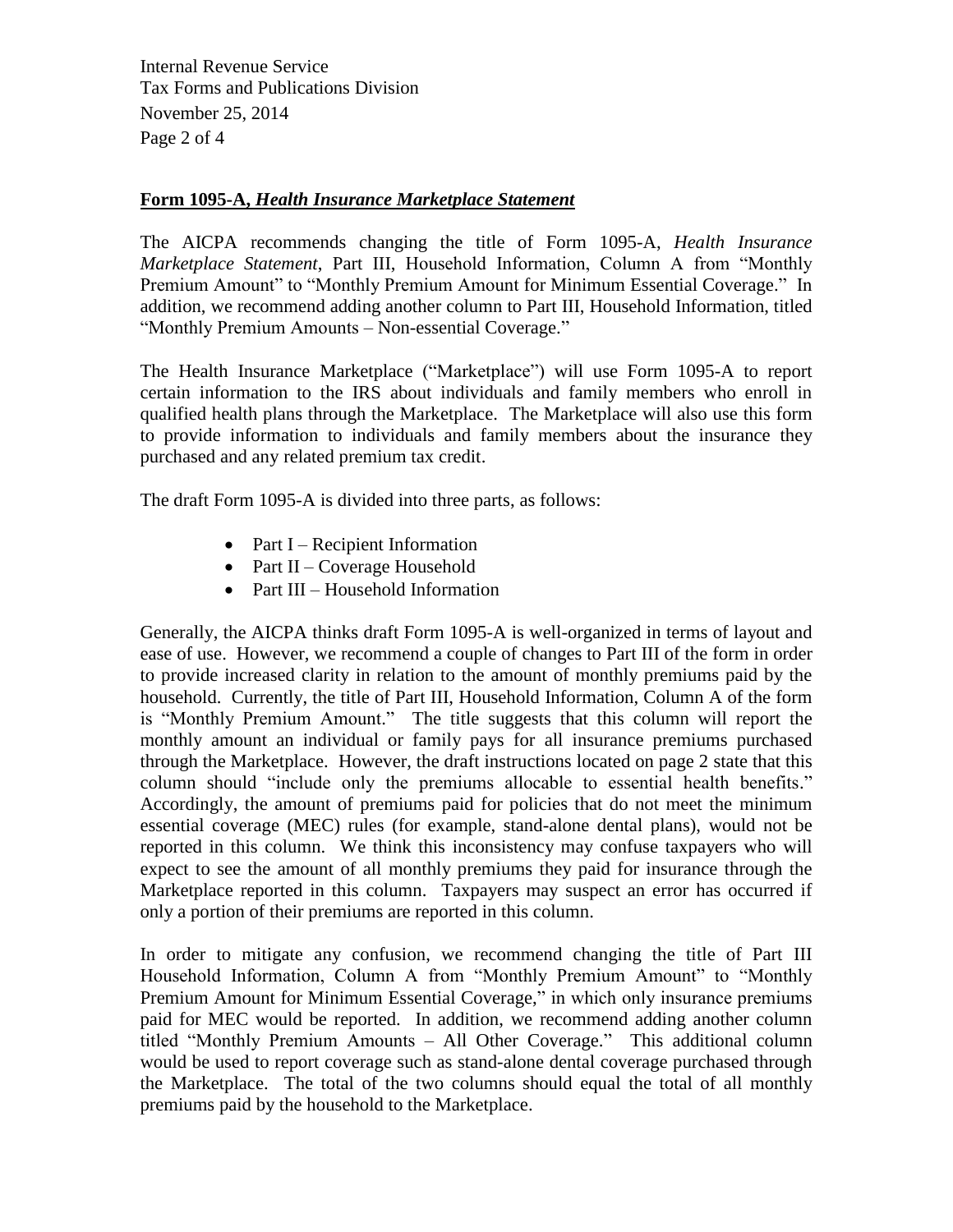## **Form 1095-A,** ***Health Insurance Marketplace Statement***

The AICPA recommends changing the title of Form 1095-A, *Health Insurance Marketplace Statement*, Part III, Household Information, Column A from "Monthly Premium Amount" to "Monthly Premium Amount for Minimum Essential Coverage." In addition, we recommend adding another column to Part III, Household Information, titled "Monthly Premium Amounts – Non-essential Coverage."

The Health Insurance Marketplace ("Marketplace") will use Form 1095-A to report certain information to the IRS about individuals and family members who enroll in qualified health plans through the Marketplace. The Marketplace will also use this form to provide information to individuals and family members about the insurance they purchased and any related premium tax credit.

The draft Form 1095-A is divided into three parts, as follows:

- Part I – Recipient Information
- Part II – Coverage Household
- Part III – Household Information

Generally, the AICPA thinks draft Form 1095-A is well-organized in terms of layout and ease of use. However, we recommend a couple of changes to Part III of the form in order to provide increased clarity in relation to the amount of monthly premiums paid by the household. Currently, the title of Part III, Household Information, Column A of the form is "Monthly Premium Amount." The title suggests that this column will report the monthly amount an individual or family pays for all insurance premiums purchased through the Marketplace. However, the draft instructions located on page 2 state that this column should "include only the premiums allocable to essential health benefits." Accordingly, the amount of premiums paid for policies that do not meet the minimum essential coverage (MEC) rules (for example, stand-alone dental plans), would not be reported in this column. We think this inconsistency may confuse taxpayers who will expect to see the amount of all monthly premiums they paid for insurance through the Marketplace reported in this column. Taxpayers may suspect an error has occurred if only a portion of their premiums are reported in this column.

In order to mitigate any confusion, we recommend changing the title of Part III Household Information, Column A from "Monthly Premium Amount" to "Monthly Premium Amount for Minimum Essential Coverage," in which only insurance premiums paid for MEC would be reported. In addition, we recommend adding another column titled "Monthly Premium Amounts – All Other Coverage." This additional column would be used to report coverage such as stand-alone dental coverage purchased through the Marketplace. The total of the two columns should equal the total of all monthly premiums paid by the household to the Marketplace.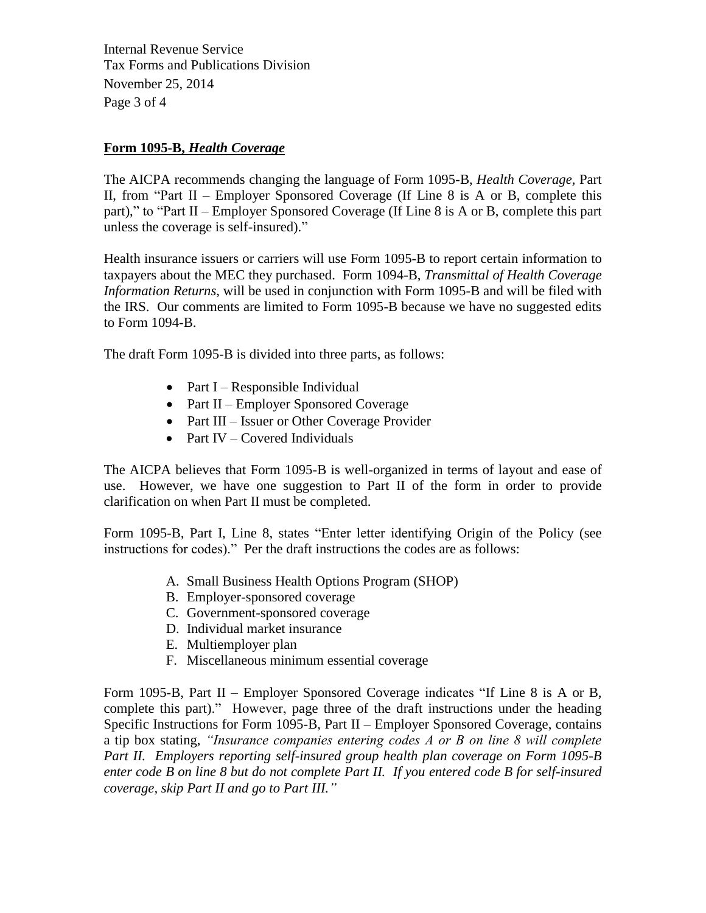**Form 1095-B, *Health Coverage***

The AICPA recommends changing the language of Form 1095-B, *Health Coverage*, Part II, from "Part II – Employer Sponsored Coverage (If Line 8 is A or B, complete this part)," to "Part II – Employer Sponsored Coverage (If Line 8 is A or B, complete this part unless the coverage is self-insured)."

Health insurance issuers or carriers will use Form 1095-B to report certain information to taxpayers about the MEC they purchased. Form 1094-B, *Transmittal of Health Coverage Information Returns*, will be used in conjunction with Form 1095-B and will be filed with the IRS. Our comments are limited to Form 1095-B because we have no suggested edits to Form 1094-B.

The draft Form 1095-B is divided into three parts, as follows:

- Part I – Responsible Individual
- Part II – Employer Sponsored Coverage
- Part III – Issuer or Other Coverage Provider
- Part IV – Covered Individuals

The AICPA believes that Form 1095-B is well-organized in terms of layout and ease of use. However, we have one suggestion to Part II of the form in order to provide clarification on when Part II must be completed.

Form 1095-B, Part I, Line 8, states "Enter letter identifying Origin of the Policy (see instructions for codes)." Per the draft instructions the codes are as follows:

A. Small Business Health Options Program (SHOP)
B. Employer-sponsored coverage
C. Government-sponsored coverage
D. Individual market insurance
E. Multiemployer plan
F. Miscellaneous minimum essential coverage

Form 1095-B, Part II – Employer Sponsored Coverage indicates "If Line 8 is A or B, complete this part)." However, page three of the draft instructions under the heading Specific Instructions for Form 1095-B, Part II – Employer Sponsored Coverage, contains a tip box stating, *"Insurance companies entering codes A or B on line 8 will complete Part II. Employers reporting self-insured group health plan coverage on Form 1095-B enter code B on line 8 but do not complete Part II. If you entered code B for self-insured coverage, skip Part II and go to Part III."*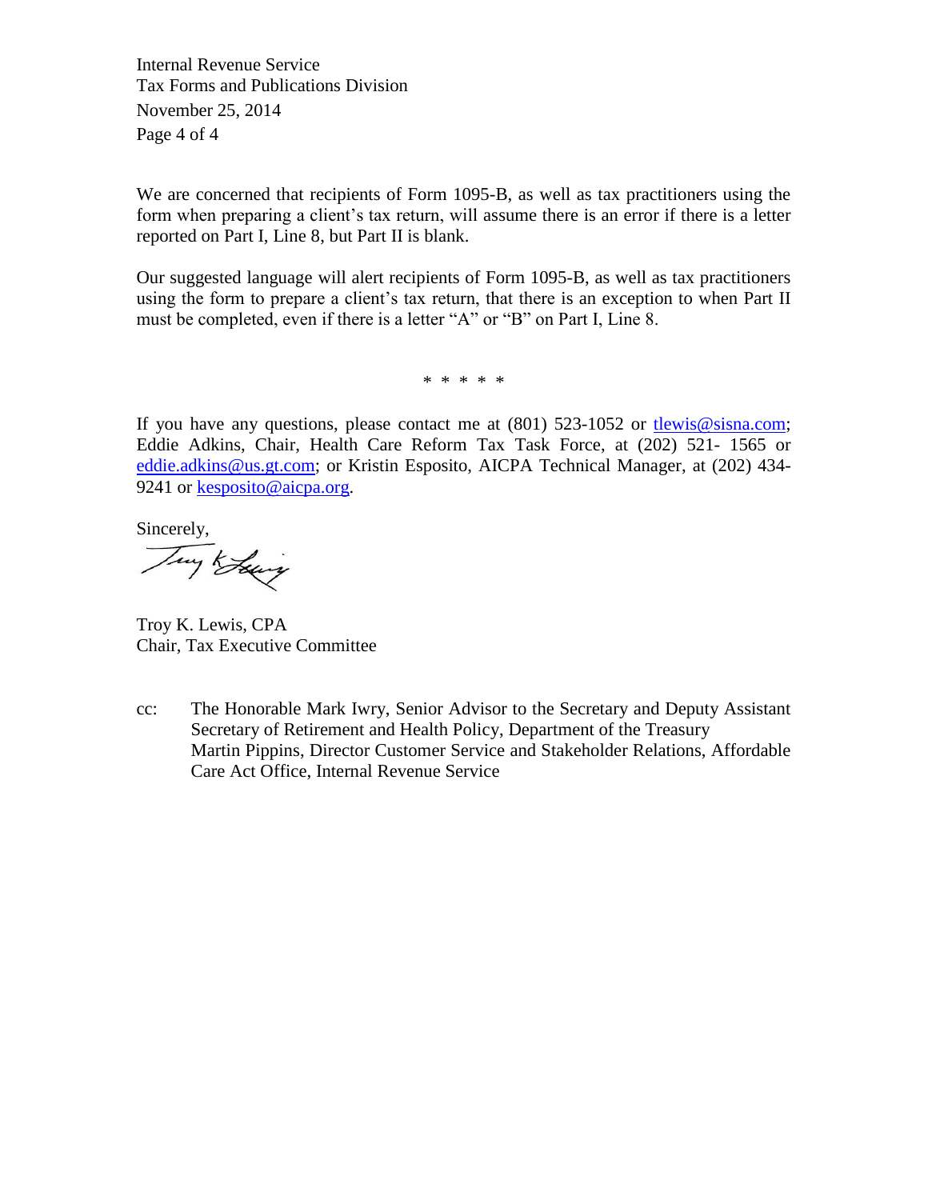We are concerned that recipients of Form 1095-B, as well as tax practitioners using the form when preparing a client's tax return, will assume there is an error if there is a letter reported on Part I, Line 8, but Part II is blank.

Our suggested language will alert recipients of Form 1095-B, as well as tax practitioners using the form to prepare a client's tax return, that there is an exception to when Part II must be completed, even if there is a letter "A" or "B" on Part I, Line 8.

\* \* \* \* \*

If you have any questions, please contact me at (801) 523-1052 or tlewis@sisna.com; Eddie Adkins, Chair, Health Care Reform Tax Task Force, at (202) 521- 1565 or eddie.adkins@us.gt.com; or Kristin Esposito, AICPA Technical Manager, at (202) 434-9241 or kesposito@aicpa.org.

Sincerely,

Troy K. Lewis, CPA
Chair, Tax Executive Committee

cc: The Honorable Mark Iwry, Senior Advisor to the Secretary and Deputy Assistant Secretary of Retirement and Health Policy, Department of the Treasury
Martin Pippins, Director Customer Service and Stakeholder Relations, Affordable Care Act Office, Internal Revenue Service